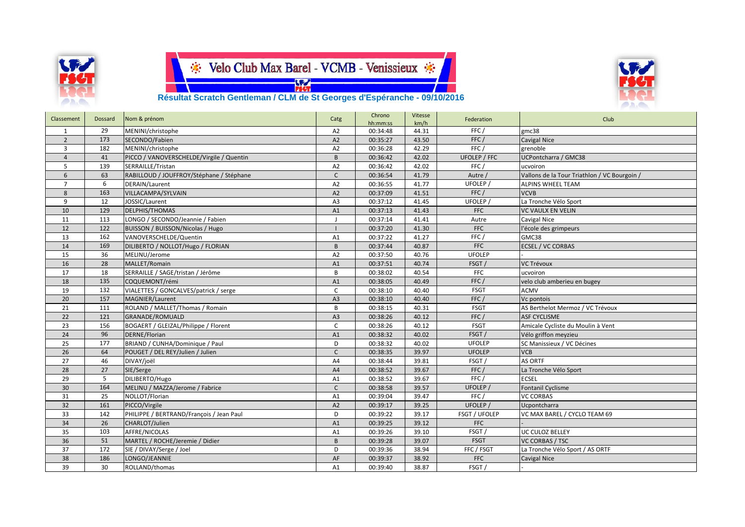# Velo Club Max Barel - VCMB - Venissieux

## Résultat Scratch Gentleman / CLM de St Georges d'Espérance - 09/10/2016

| Classement | Dossard | Nom & prénom | Catg | Chrono hh:mm:ss | Vitesse km/h | Federation | Club |
|---|---|---|---|---|---|---|---|
| 1 | 29 | MENINI/christophe | A2 | 00:34:48 | 44.31 | FFC / | gmc38 |
| 2 | 173 | SECONDO/Fabien | A2 | 00:35:27 | 43.50 | FFC / | Cavigal Nice |
| 3 | 182 | MENINI/christophe | A2 | 00:36:28 | 42.29 | FFC / | grenoble |
| 4 | 41 | PICCO / VANOVERSCHELDE/Virgile / Quentin | B | 00:36:42 | 42.02 | UFOLEP / FFC | UCPontcharra / GMC38 |
| 5 | 139 | SERRAILLE/Tristan | A2 | 00:36:42 | 42.02 | FFC / | ucvoiron |
| 6 | 63 | RABILLOUD / JOUFFROY/Stéphane / Stéphane | C | 00:36:54 | 41.79 | Autre / | Vallons de la Tour Triathlon / VC Bourgoin / |
| 7 | 6 | DERAIN/Laurent | A2 | 00:36:55 | 41.77 | UFOLEP / | ALPINS WHEEL TEAM |
| 8 | 163 | VILLACAMPA/SYLVAIN | A2 | 00:37:09 | 41.51 | FFC / | VCVB |
| 9 | 12 | JOSSIC/Laurent | A3 | 00:37:12 | 41.45 | UFOLEP / | La Tronche Vélo Sport |
| 10 | 129 | DELPHIS/THOMAS | A1 | 00:37:13 | 41.43 | FFC | VC VAULX EN VELIN |
| 11 | 113 | LONGO / SECONDO/Jeannie / Fabien | J | 00:37:14 | 41.41 | Autre | Cavigal Nice |
| 12 | 122 | BUISSON / BUISSON/Nicolas / Hugo | I | 00:37:20 | 41.30 | FFC | l'école des grimpeurs |
| 13 | 162 | VANOVERSCHELDE/Quentin | A1 | 00:37:22 | 41.27 | FFC / | GMC38 |
| 14 | 169 | DILIBERTO / NOLLOT/Hugo / FLORIAN | B | 00:37:44 | 40.87 | FFC | ECSEL / VC CORBAS |
| 15 | 36 | MELINU/Jerome | A2 | 00:37:50 | 40.76 | UFOLEP | - |
| 16 | 28 | MALLET/Romain | A1 | 00:37:51 | 40.74 | FSGT / | VC Trévoux |
| 17 | 18 | SERRAILLE / SAGE/tristan / Jérôme | B | 00:38:02 | 40.54 | FFC | ucvoiron |
| 18 | 135 | COQUEMONT/rémi | A1 | 00:38:05 | 40.49 | FFC / | velo club amberieu en bugey |
| 19 | 132 | VIALETTES / GONCALVES/patrick / serge | C | 00:38:10 | 40.40 | FSGT | ACMV |
| 20 | 157 | MAGNIER/Laurent | A3 | 00:38:10 | 40.40 | FFC / | Vc pontois |
| 21 | 111 | ROLAND / MALLET/Thomas / Romain | B | 00:38:15 | 40.31 | FSGT | AS Berthelot Mermoz / VC Trévoux |
| 22 | 121 | GRANADE/ROMUALD | A3 | 00:38:26 | 40.12 | FFC / | ASF CYCLISME |
| 23 | 156 | BOGAERT / GLEIZAL/Philippe / Florent | C | 00:38:26 | 40.12 | FSGT | Amicale Cycliste du Moulin à Vent |
| 24 | 96 | DERNE/Florian | A1 | 00:38:32 | 40.02 | FSGT / | Vélo griffon meyzieu |
| 25 | 177 | BRIAND / CUNHA/Dominique / Paul | D | 00:38:32 | 40.02 | UFOLEP | SC Manissieux / VC Décines |
| 26 | 64 | POUGET / DEL REY/Julien / Julien | C | 00:38:35 | 39.97 | UFOLEP | VCB |
| 27 | 46 | DIVAY/joël | A4 | 00:38:44 | 39.81 | FSGT / | AS ORTF |
| 28 | 27 | SIE/Serge | A4 | 00:38:52 | 39.67 | FFC / | La Tronche Vélo Sport |
| 29 | 5 | DILIBERTO/Hugo | A1 | 00:38:52 | 39.67 | FFC / | ECSEL |
| 30 | 164 | MELINU / MAZZA/Jerome / Fabrice | C | 00:38:58 | 39.57 | UFOLEP / | Fontanil Cyclisme |
| 31 | 25 | NOLLOT/Florian | A1 | 00:39:04 | 39.47 | FFC / | VC CORBAS |
| 32 | 161 | PICCO/Virgile | A2 | 00:39:17 | 39.25 | UFOLEP / | Ucpontcharra |
| 33 | 142 | PHILIPPE / BERTRAND/François / Jean Paul | D | 00:39:22 | 39.17 | FSGT / UFOLEP | VC MAX BAREL / CYCLO TEAM 69 |
| 34 | 26 | CHARLOT/Julien | A1 | 00:39:25 | 39.12 | FFC | - |
| 35 | 103 | AFFRE/NICOLAS | A1 | 00:39:26 | 39.10 | FSGT / | UC CULOZ BELLEY |
| 36 | 51 | MARTEL / ROCHE/Jeremie / Didier | B | 00:39:28 | 39.07 | FSGT | VC CORBAS / TSC |
| 37 | 172 | SIE / DIVAY/Serge / Joel | D | 00:39:36 | 38.94 | FFC / FSGT | La Tronche Vélo Sport / AS ORTF |
| 38 | 186 | LONGO/JEANNIE | AF | 00:39:37 | 38.92 | FFC | Cavigal Nice |
| 39 | 30 | ROLLAND/thomas | A1 | 00:39:40 | 38.87 | FSGT / | - |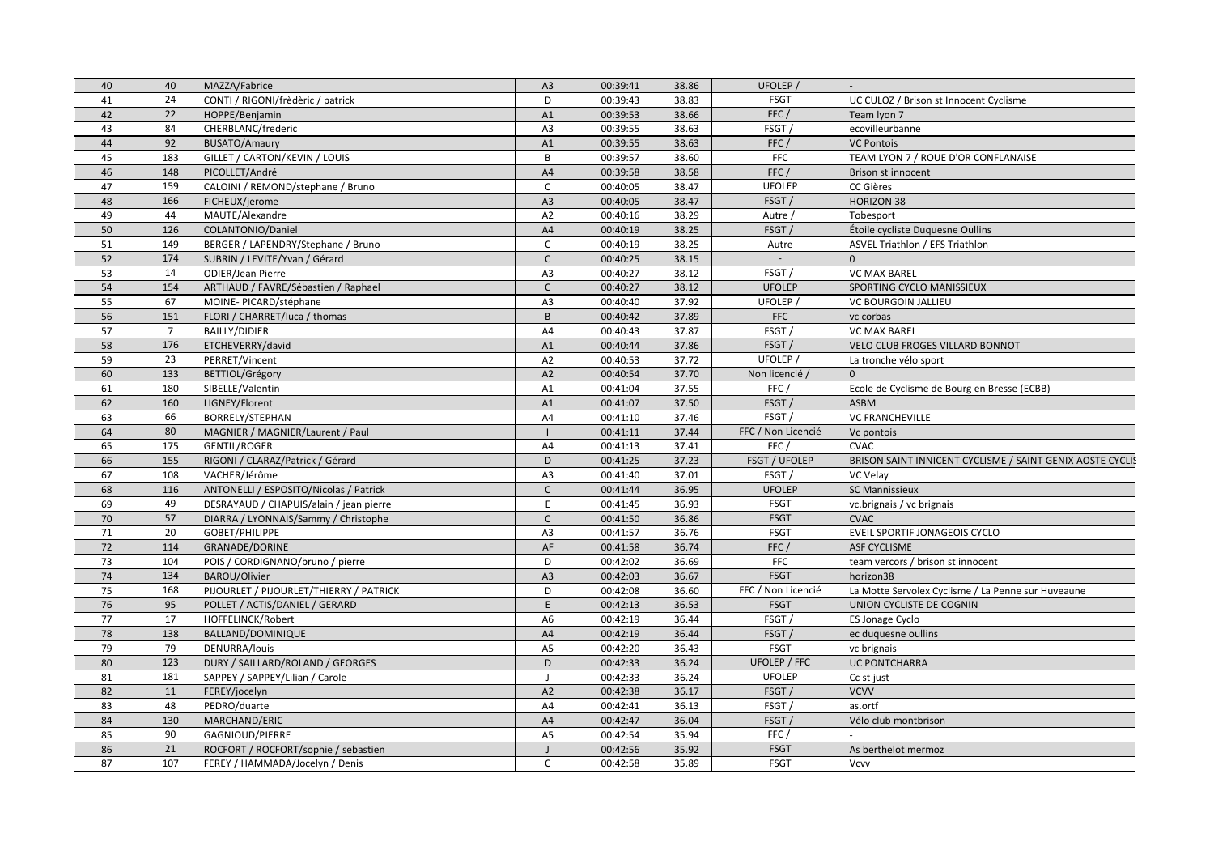| 40 | 40 | MAZZA/Fabrice | A3 | 00:39:41 | 38.86 | UFOLEP / | - |
|---|---|---|---|---|---|---|---|
| 41 | 24 | CONTI / RIGONI/frèdèric / patrick | D | 00:39:43 | 38.83 | FSGT | UC CULOZ / Brison st Innocent Cyclisme |
| 42 | 22 | HOPPE/Benjamin | A1 | 00:39:53 | 38.66 | FFC / | Team lyon 7 |
| 43 | 84 | CHERBLANC/frederic | A3 | 00:39:55 | 38.63 | FSGT / | ecovilleurbanne |
| 44 | 92 | BUSATO/Amaury | A1 | 00:39:55 | 38.63 | FFC / | VC Pontois |
| 45 | 183 | GILLET / CARTON/KEVIN / LOUIS | B | 00:39:57 | 38.60 | FFC | TEAM LYON 7 / ROUE D'OR CONFLANAISE |
| 46 | 148 | PICOLLET/André | A4 | 00:39:58 | 38.58 | FFC / | Brison st innocent |
| 47 | 159 | CALOINI / REMOND/stephane / Bruno | C | 00:40:05 | 38.47 | UFOLEP | CC Gières |
| 48 | 166 | FICHEUX/jerome | A3 | 00:40:05 | 38.47 | FSGT / | HORIZON 38 |
| 49 | 44 | MAUTE/Alexandre | A2 | 00:40:16 | 38.29 | Autre / | Tobesport |
| 50 | 126 | COLANTONIO/Daniel | A4 | 00:40:19 | 38.25 | FSGT / | Étoile cycliste Duquesne Oullins |
| 51 | 149 | BERGER / LAPENDRY/Stephane / Bruno | C | 00:40:19 | 38.25 | Autre | ASVEL Triathlon / EFS Triathlon |
| 52 | 174 | SUBRIN / LEVITE/Yvan / Gérard | C | 00:40:25 | 38.15 | - | 0 |
| 53 | 14 | ODIER/Jean Pierre | A3 | 00:40:27 | 38.12 | FSGT / | VC MAX BAREL |
| 54 | 154 | ARTHAUD / FAVRE/Sébastien / Raphael | C | 00:40:27 | 38.12 | UFOLEP | SPORTING CYCLO MANISSIEUX |
| 55 | 67 | MOINE- PICARD/stéphane | A3 | 00:40:40 | 37.92 | UFOLEP / | VC BOURGOIN JALLIEU |
| 56 | 151 | FLORI / CHARRET/luca / thomas | B | 00:40:42 | 37.89 | FFC | vc corbas |
| 57 | 7 | BAILLY/DIDIER | A4 | 00:40:43 | 37.87 | FSGT / | VC MAX BAREL |
| 58 | 176 | ETCHEVERRY/david | A1 | 00:40:44 | 37.86 | FSGT / | VELO CLUB FROGES VILLARD BONNOT |
| 59 | 23 | PERRET/Vincent | A2 | 00:40:53 | 37.72 | UFOLEP / | La tronche vélo sport |
| 60 | 133 | BETTIOL/Grégory | A2 | 00:40:54 | 37.70 | Non licencié / | 0 |
| 61 | 180 | SIBELLE/Valentin | A1 | 00:41:04 | 37.55 | FFC / | Ecole de Cyclisme de Bourg en Bresse (ECBB) |
| 62 | 160 | LIGNEY/Florent | A1 | 00:41:07 | 37.50 | FSGT / | ASBM |
| 63 | 66 | BORRELY/STEPHAN | A4 | 00:41:10 | 37.46 | FSGT / | VC FRANCHEVILLE |
| 64 | 80 | MAGNIER / MAGNIER/Laurent / Paul | I | 00:41:11 | 37.44 | FFC / Non Licencié | Vc pontois |
| 65 | 175 | GENTIL/ROGER | A4 | 00:41:13 | 37.41 | FFC / | CVAC |
| 66 | 155 | RIGONI / CLARAZ/Patrick / Gérard | D | 00:41:25 | 37.23 | FSGT / UFOLEP | BRISON SAINT INNICENT CYCLISME / SAINT GENIX AOSTE CYCLIS |
| 67 | 108 | VACHER/Jérôme | A3 | 00:41:40 | 37.01 | FSGT / | VC Velay |
| 68 | 116 | ANTONELLI / ESPOSITO/Nicolas / Patrick | C | 00:41:44 | 36.95 | UFOLEP | SC Mannissieux |
| 69 | 49 | DESRAYAUD / CHAPUIS/alain / jean pierre | E | 00:41:45 | 36.93 | FSGT | vc.brignais / vc brignais |
| 70 | 57 | DIARRA / LYONNAIS/Sammy / Christophe | C | 00:41:50 | 36.86 | FSGT | CVAC |
| 71 | 20 | GOBET/PHILIPPE | A3 | 00:41:57 | 36.76 | FSGT | EVEIL SPORTIF JONAGEOIS CYCLO |
| 72 | 114 | GRANADE/DORINE | AF | 00:41:58 | 36.74 | FFC / | ASF CYCLISME |
| 73 | 104 | POIS / CORDIGNANO/bruno / pierre | D | 00:42:02 | 36.69 | FFC | team vercors / brison st innocent |
| 74 | 134 | BAROU/Olivier | A3 | 00:42:03 | 36.67 | FSGT | horizon38 |
| 75 | 168 | PIJOURLET / PIJOURLET/THIERRY / PATRICK | D | 00:42:08 | 36.60 | FFC / Non Licencié | La Motte Servolex Cyclisme / La Penne sur Huveaune |
| 76 | 95 | POLLET / ACTIS/DANIEL / GERARD | E | 00:42:13 | 36.53 | FSGT | UNION CYCLISTE DE COGNIN |
| 77 | 17 | HOFFELINCK/Robert | A6 | 00:42:19 | 36.44 | FSGT / | ES Jonage Cyclo |
| 78 | 138 | BALLAND/DOMINIQUE | A4 | 00:42:19 | 36.44 | FSGT / | ec duquesne oullins |
| 79 | 79 | DENURRA/louis | A5 | 00:42:20 | 36.43 | FSGT | vc brignais |
| 80 | 123 | DURY / SAILLARD/ROLAND / GEORGES | D | 00:42:33 | 36.24 | UFOLEP / FFC | UC PONTCHARRA |
| 81 | 181 | SAPPEY / SAPPEY/Lilian / Carole | J | 00:42:33 | 36.24 | UFOLEP | Cc st just |
| 82 | 11 | FEREY/jocelyn | A2 | 00:42:38 | 36.17 | FSGT / | VCVV |
| 83 | 48 | PEDRO/duarte | A4 | 00:42:41 | 36.13 | FSGT / | as.ortf |
| 84 | 130 | MARCHAND/ERIC | A4 | 00:42:47 | 36.04 | FSGT / | Vélo club montbrison |
| 85 | 90 | GAGNIOUD/PIERRE | A5 | 00:42:54 | 35.94 | FFC / | - |
| 86 | 21 | ROCFORT / ROCFORT/sophie / sebastien | J | 00:42:56 | 35.92 | FSGT | As berthelot mermoz |
| 87 | 107 | FEREY / HAMMADA/Jocelyn / Denis | C | 00:42:58 | 35.89 | FSGT | Vcvv |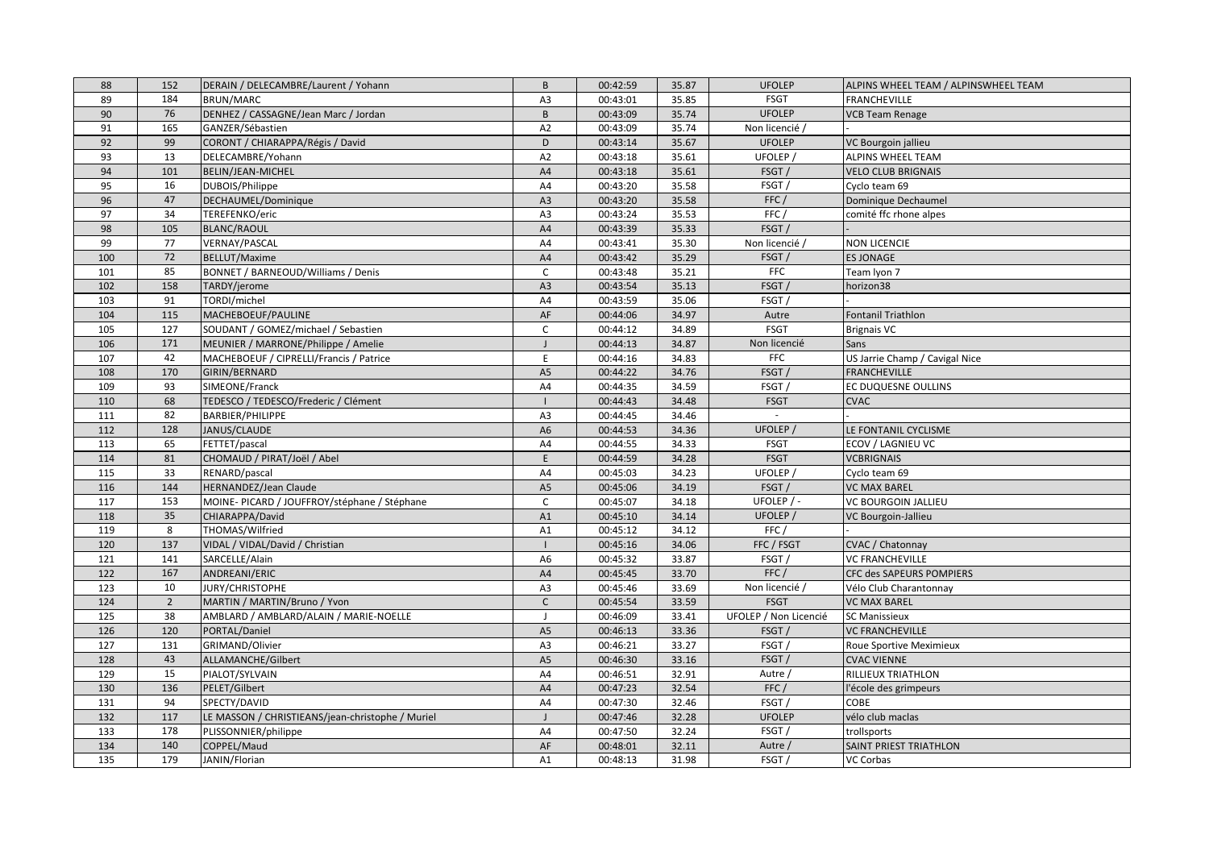| 88 | 152 | DERAIN / DELECAMBRE/Laurent / Yohann | B | 00:42:59 | 35.87 | UFOLEP | ALPINS WHEEL TEAM / ALPINSWHEEL TEAM |
|---|---|---|---|---|---|---|---|
| 89 | 184 | BRUN/MARC | A3 | 00:43:01 | 35.85 | FSGT | FRANCHEVILLE |
| 90 | 76 | DENHEZ / CASSAGNE/Jean Marc / Jordan | B | 00:43:09 | 35.74 | UFOLEP | VCB Team Renage |
| 91 | 165 | GANZER/Sébastien | A2 | 00:43:09 | 35.74 | Non licencié / | - |
| 92 | 99 | CORONT / CHIARAPPA/Régis / David | D | 00:43:14 | 35.67 | UFOLEP | VC Bourgoin jallieu |
| 93 | 13 | DELECAMBRE/Yohann | A2 | 00:43:18 | 35.61 | UFOLEP / | ALPINS WHEEL TEAM |
| 94 | 101 | BELIN/JEAN-MICHEL | A4 | 00:43:18 | 35.61 | FSGT / | VELO CLUB BRIGNAIS |
| 95 | 16 | DUBOIS/Philippe | A4 | 00:43:20 | 35.58 | FSGT / | Cyclo team 69 |
| 96 | 47 | DECHAUMEL/Dominique | A3 | 00:43:20 | 35.58 | FFC / | Dominique Dechaumel |
| 97 | 34 | TEREFENKO/eric | A3 | 00:43:24 | 35.53 | FFC / | comité ffc rhone alpes |
| 98 | 105 | BLANC/RAOUL | A4 | 00:43:39 | 35.33 | FSGT / | - |
| 99 | 77 | VERNAY/PASCAL | A4 | 00:43:41 | 35.30 | Non licencié / | NON LICENCIE |
| 100 | 72 | BELLUT/Maxime | A4 | 00:43:42 | 35.29 | FSGT / | ES JONAGE |
| 101 | 85 | BONNET / BARNEOUD/Williams / Denis | C | 00:43:48 | 35.21 | FFC | Team lyon 7 |
| 102 | 158 | TARDY/jerome | A3 | 00:43:54 | 35.13 | FSGT / | horizon38 |
| 103 | 91 | TORDI/michel | A4 | 00:43:59 | 35.06 | FSGT / | - |
| 104 | 115 | MACHEBOEUF/PAULINE | AF | 00:44:06 | 34.97 | Autre | Fontanil Triathlon |
| 105 | 127 | SOUDANT / GOMEZ/michael / Sebastien | C | 00:44:12 | 34.89 | FSGT | Brignais VC |
| 106 | 171 | MEUNIER / MARRONE/Philippe / Amelie | J | 00:44:13 | 34.87 | Non licencié | Sans |
| 107 | 42 | MACHEBOEUF / CIPRELLI/Francis / Patrice | E | 00:44:16 | 34.83 | FFC | US Jarrie Champ / Cavigal Nice |
| 108 | 170 | GIRIN/BERNARD | A5 | 00:44:22 | 34.76 | FSGT / | FRANCHEVILLE |
| 109 | 93 | SIMEONE/Franck | A4 | 00:44:35 | 34.59 | FSGT / | EC DUQUESNE OULLINS |
| 110 | 68 | TEDESCO / TEDESCO/Frederic / Clément | I | 00:44:43 | 34.48 | FSGT | CVAC |
| 111 | 82 | BARBIER/PHILIPPE | A3 | 00:44:45 | 34.46 | - | - |
| 112 | 128 | JANUS/CLAUDE | A6 | 00:44:53 | 34.36 | UFOLEP / | LE FONTANIL CYCLISME |
| 113 | 65 | FETTET/pascal | A4 | 00:44:55 | 34.33 | FSGT | ECOV / LAGNIEU VC |
| 114 | 81 | CHOMAUD / PIRAT/Joël / Abel | E | 00:44:59 | 34.28 | FSGT | VCBRIGNAIS |
| 115 | 33 | RENARD/pascal | A4 | 00:45:03 | 34.23 | UFOLEP / | Cyclo team 69 |
| 116 | 144 | HERNANDEZ/Jean Claude | A5 | 00:45:06 | 34.19 | FSGT / | VC MAX BAREL |
| 117 | 153 | MOINE- PICARD / JOUFFROY/stéphane / Stéphane | C | 00:45:07 | 34.18 | UFOLEP / - | VC BOURGOIN JALLIEU |
| 118 | 35 | CHIARAPPA/David | A1 | 00:45:10 | 34.14 | UFOLEP / | VC Bourgoin-Jallieu |
| 119 | 8 | THOMAS/Wilfried | A1 | 00:45:12 | 34.12 | FFC / | - |
| 120 | 137 | VIDAL / VIDAL/David / Christian | I | 00:45:16 | 34.06 | FFC / FSGT | CVAC / Chatonnay |
| 121 | 141 | SARCELLE/Alain | A6 | 00:45:32 | 33.87 | FSGT / | VC FRANCHEVILLE |
| 122 | 167 | ANDREANI/ERIC | A4 | 00:45:45 | 33.70 | FFC / | CFC des SAPEURS POMPIERS |
| 123 | 10 | JURY/CHRISTOPHE | A3 | 00:45:46 | 33.69 | Non licencié / | Vélo Club Charantonnay |
| 124 | 2 | MARTIN / MARTIN/Bruno / Yvon | C | 00:45:54 | 33.59 | FSGT | VC MAX BAREL |
| 125 | 38 | AMBLARD / AMBLARD/ALAIN / MARIE-NOELLE | J | 00:46:09 | 33.41 | UFOLEP / Non Licencié | SC Manissieux |
| 126 | 120 | PORTAL/Daniel | A5 | 00:46:13 | 33.36 | FSGT / | VC FRANCHEVILLE |
| 127 | 131 | GRIMAND/Olivier | A3 | 00:46:21 | 33.27 | FSGT / | Roue Sportive Meximieux |
| 128 | 43 | ALLAMANCHE/Gilbert | A5 | 00:46:30 | 33.16 | FSGT / | CVAC VIENNE |
| 129 | 15 | PIALOT/SYLVAIN | A4 | 00:46:51 | 32.91 | Autre / | RILLIEUX TRIATHLON |
| 130 | 136 | PELET/Gilbert | A4 | 00:47:23 | 32.54 | FFC / | l'école des grimpeurs |
| 131 | 94 | SPECTY/DAVID | A4 | 00:47:30 | 32.46 | FSGT / | COBE |
| 132 | 117 | LE MASSON / CHRISTIEANS/jean-christophe / Muriel | J | 00:47:46 | 32.28 | UFOLEP | vélo club maclas |
| 133 | 178 | PLISSONNIER/philippe | A4 | 00:47:50 | 32.24 | FSGT / | trollsports |
| 134 | 140 | COPPEL/Maud | AF | 00:48:01 | 32.11 | Autre / | SAINT PRIEST TRIATHLON |
| 135 | 179 | JANIN/Florian | A1 | 00:48:13 | 31.98 | FSGT / | VC Corbas |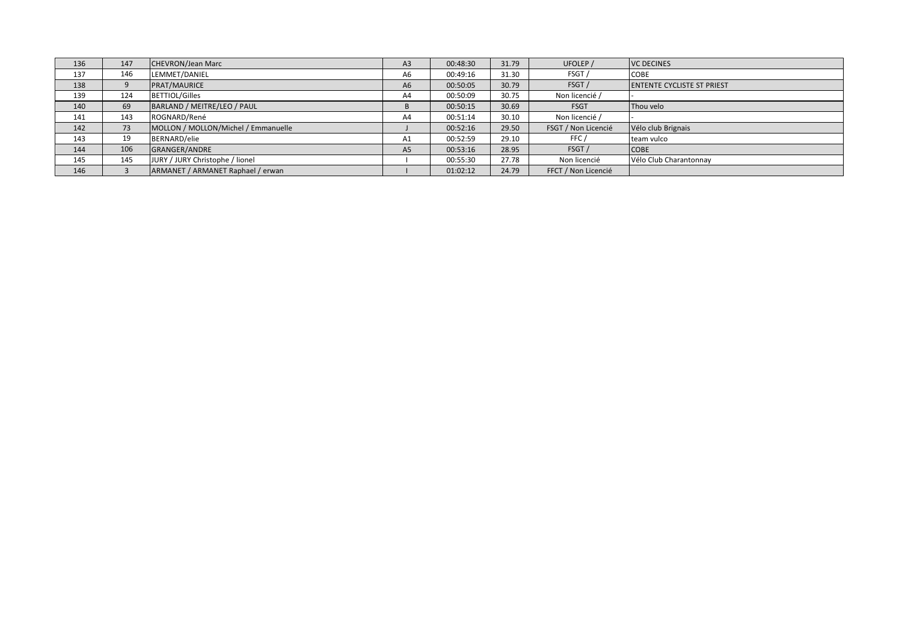| | | | | | | | |
|---|---|---|---|---|---|---|---|
| 136 | 147 | CHEVRON/Jean Marc | A3 | 00:48:30 | 31.79 | UFOLEP / | VC DECINES |
| 137 | 146 | LEMMET/DANIEL | A6 | 00:49:16 | 31.30 | FSGT / | COBE |
| 138 | 9 | PRAT/MAURICE | A6 | 00:50:05 | 30.79 | FSGT / | ENTENTE CYCLISTE ST PRIEST |
| 139 | 124 | BETTIOL/Gilles | A4 | 00:50:09 | 30.75 | Non licencié / | - |
| 140 | 69 | BARLAND / MEITRE/LEO / PAUL | B | 00:50:15 | 30.69 | FSGT | Thou velo |
| 141 | 143 | ROGNARD/René | A4 | 00:51:14 | 30.10 | Non licencié / | - |
| 142 | 73 | MOLLON / MOLLON/Michel / Emmanuelle | J | 00:52:16 | 29.50 | FSGT / Non Licencié | Vélo club Brignais |
| 143 | 19 | BERNARD/elie | A1 | 00:52:59 | 29.10 | FFC / | team vulco |
| 144 | 106 | GRANGER/ANDRE | A5 | 00:53:16 | 28.95 | FSGT / | COBE |
| 145 | 145 | JURY / JURY Christophe / lionel | I | 00:55:30 | 27.78 | Non licencié | Vélo Club Charantonnay |
| 146 | 3 | ARMANET / ARMANET Raphael / erwan | I | 01:02:12 | 24.79 | FFCT / Non Licencié | |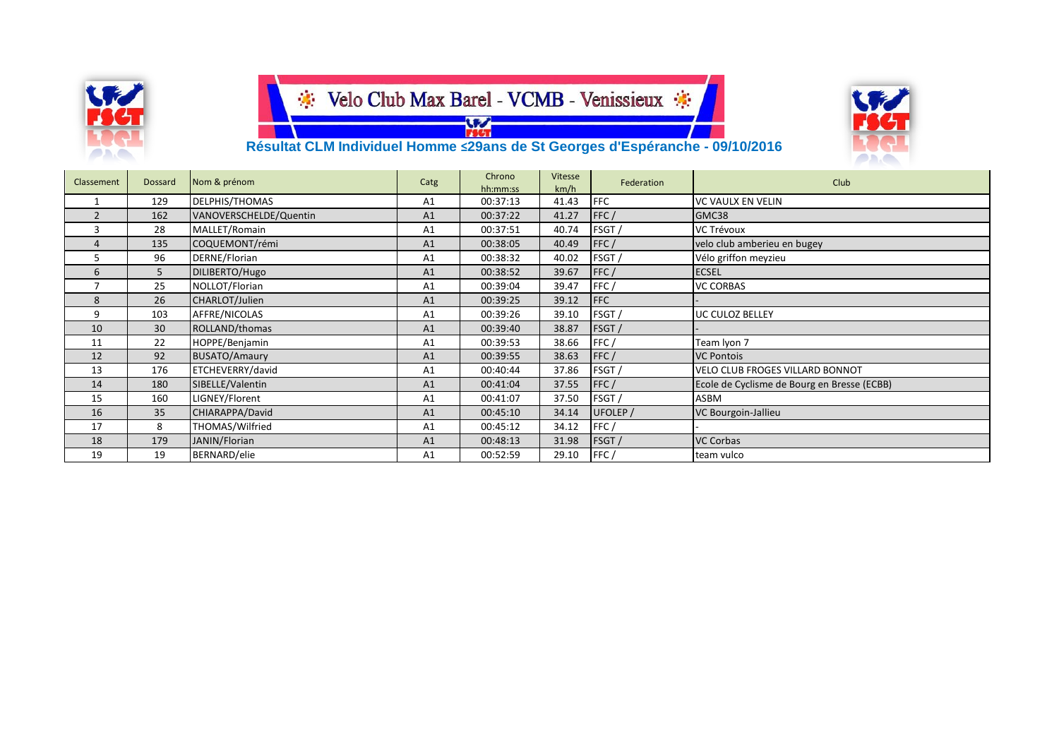# Velo Club Max Barel - VCMB - Venissieux

## Résultat CLM Individuel Homme ≤29ans de St Georges d'Espéranche - 09/10/2016

| Classement | Dossard | Nom & prénom | Catg | Chrono hh:mm:ss | Vitesse km/h | Federation | Club |
|---|---|---|---|---|---|---|---|
| 1 | 129 | DELPHIS/THOMAS | A1 | 00:37:13 | 41.43 | FFC | VC VAULX EN VELIN |
| 2 | 162 | VANOVERSCHELDE/Quentin | A1 | 00:37:22 | 41.27 | FFC / | GMC38 |
| 3 | 28 | MALLET/Romain | A1 | 00:37:51 | 40.74 | FSGT / | VC Trévoux |
| 4 | 135 | COQUEMONT/rémi | A1 | 00:38:05 | 40.49 | FFC / | velo club amberieu en bugey |
| 5 | 96 | DERNE/Florian | A1 | 00:38:32 | 40.02 | FSGT / | Vélo griffon meyzieu |
| 6 | 5 | DILIBERTO/Hugo | A1 | 00:38:52 | 39.67 | FFC / | ECSEL |
| 7 | 25 | NOLLOT/Florian | A1 | 00:39:04 | 39.47 | FFC / | VC CORBAS |
| 8 | 26 | CHARLOT/Julien | A1 | 00:39:25 | 39.12 | FFC | - |
| 9 | 103 | AFFRE/NICOLAS | A1 | 00:39:26 | 39.10 | FSGT / | UC CULOZ BELLEY |
| 10 | 30 | ROLLAND/thomas | A1 | 00:39:40 | 38.87 | FSGT / | - |
| 11 | 22 | HOPPE/Benjamin | A1 | 00:39:53 | 38.66 | FFC / | Team lyon 7 |
| 12 | 92 | BUSATO/Amaury | A1 | 00:39:55 | 38.63 | FFC / | VC Pontois |
| 13 | 176 | ETCHEVERRY/david | A1 | 00:40:44 | 37.86 | FSGT / | VELO CLUB FROGES VILLARD BONNOT |
| 14 | 180 | SIBELLE/Valentin | A1 | 00:41:04 | 37.55 | FFC / | Ecole de Cyclisme de Bourg en Bresse (ECBB) |
| 15 | 160 | LIGNEY/Florent | A1 | 00:41:07 | 37.50 | FSGT / | ASBM |
| 16 | 35 | CHIARAPPA/David | A1 | 00:45:10 | 34.14 | UFOLEP / | VC Bourgoin-Jallieu |
| 17 | 8 | THOMAS/Wilfried | A1 | 00:45:12 | 34.12 | FFC / | - |
| 18 | 179 | JANIN/Florian | A1 | 00:48:13 | 31.98 | FSGT / | VC Corbas |
| 19 | 19 | BERNARD/elie | A1 | 00:52:59 | 29.10 | FFC / | team vulco |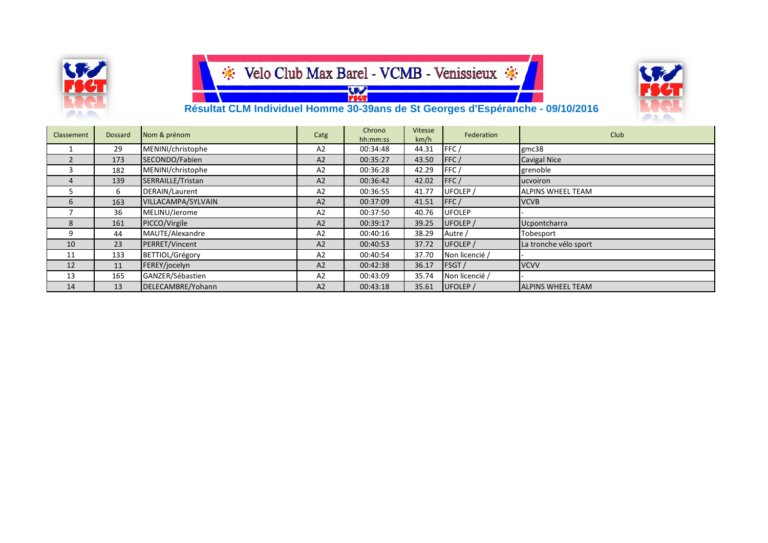# Velo Club Max Barel - VCMB - Venissieux

## Résultat CLM Individuel Homme 30-39ans de St Georges d'Espéranche - 09/10/2016

| Classement | Dossard | Nom & prénom | Catg | Chrono hh:mm:ss | Vitesse km/h | Federation | Club |
|---|---|---|---|---|---|---|---|
| 1 | 29 | MENINI/christophe | A2 | 00:34:48 | 44.31 | FFC / | gmc38 |
| 2 | 173 | SECONDO/Fabien | A2 | 00:35:27 | 43.50 | FFC / | Cavigal Nice |
| 3 | 182 | MENINI/christophe | A2 | 00:36:28 | 42.29 | FFC / | grenoble |
| 4 | 139 | SERRAILLE/Tristan | A2 | 00:36:42 | 42.02 | FFC / | ucvoiron |
| 5 | 6 | DERAIN/Laurent | A2 | 00:36:55 | 41.77 | UFOLEP / | ALPINS WHEEL TEAM |
| 6 | 163 | VILLACAMPA/SYLVAIN | A2 | 00:37:09 | 41.51 | FFC / | VCVB |
| 7 | 36 | MELINU/Jerome | A2 | 00:37:50 | 40.76 | UFOLEP | - |
| 8 | 161 | PICCO/Virgile | A2 | 00:39:17 | 39.25 | UFOLEP / | Ucpontcharra |
| 9 | 44 | MAUTE/Alexandre | A2 | 00:40:16 | 38.29 | Autre / | Tobesport |
| 10 | 23 | PERRET/Vincent | A2 | 00:40:53 | 37.72 | UFOLEP / | La tronche vélo sport |
| 11 | 133 | BETTIOL/Grégory | A2 | 00:40:54 | 37.70 | Non licencié / | - |
| 12 | 11 | FEREY/jocelyn | A2 | 00:42:38 | 36.17 | FSGT / | VCVV |
| 13 | 165 | GANZER/Sébastien | A2 | 00:43:09 | 35.74 | Non licencié / | - |
| 14 | 13 | DELECAMBRE/Yohann | A2 | 00:43:18 | 35.61 | UFOLEP / | ALPINS WHEEL TEAM |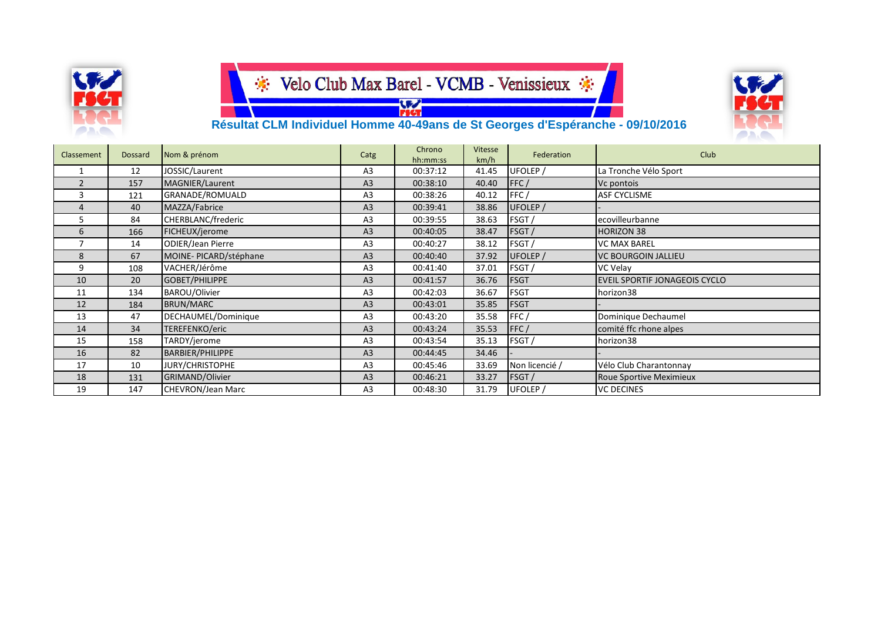# Velo Club Max Barel - VCMB - Venissieux

## Résultat CLM Individuel Homme 40-49ans de St Georges d'Espéranche - 09/10/2016

| Classement | Dossard | Nom & prénom | Catg | Chrono hh:mm:ss | Vitesse km/h | Federation | Club |
|---|---|---|---|---|---|---|---|
| 1 | 12 | JOSSIC/Laurent | A3 | 00:37:12 | 41.45 | UFOLEP / | La Tronche Vélo Sport |
| 2 | 157 | MAGNIER/Laurent | A3 | 00:38:10 | 40.40 | FFC / | Vc pontois |
| 3 | 121 | GRANADE/ROMUALD | A3 | 00:38:26 | 40.12 | FFC / | ASF CYCLISME |
| 4 | 40 | MAZZA/Fabrice | A3 | 00:39:41 | 38.86 | UFOLEP / | - |
| 5 | 84 | CHERBLANC/frederic | A3 | 00:39:55 | 38.63 | FSGT / | ecovilleurbanne |
| 6 | 166 | FICHEUX/jerome | A3 | 00:40:05 | 38.47 | FSGT / | HORIZON 38 |
| 7 | 14 | ODIER/Jean Pierre | A3 | 00:40:27 | 38.12 | FSGT / | VC MAX BAREL |
| 8 | 67 | MOINE- PICARD/stéphane | A3 | 00:40:40 | 37.92 | UFOLEP / | VC BOURGOIN JALLIEU |
| 9 | 108 | VACHER/Jérôme | A3 | 00:41:40 | 37.01 | FSGT / | VC Velay |
| 10 | 20 | GOBET/PHILIPPE | A3 | 00:41:57 | 36.76 | FSGT | EVEIL SPORTIF JONAGEOIS CYCLO |
| 11 | 134 | BAROU/Olivier | A3 | 00:42:03 | 36.67 | FSGT | horizon38 |
| 12 | 184 | BRUN/MARC | A3 | 00:43:01 | 35.85 | FSGT | - |
| 13 | 47 | DECHAUMEL/Dominique | A3 | 00:43:20 | 35.58 | FFC / | Dominique Dechaumel |
| 14 | 34 | TEREFENKO/eric | A3 | 00:43:24 | 35.53 | FFC / | comité ffc rhone alpes |
| 15 | 158 | TARDY/jerome | A3 | 00:43:54 | 35.13 | FSGT / | horizon38 |
| 16 | 82 | BARBIER/PHILIPPE | A3 | 00:44:45 | 34.46 | - | - |
| 17 | 10 | JURY/CHRISTOPHE | A3 | 00:45:46 | 33.69 | Non licencié / | Vélo Club Charantonnay |
| 18 | 131 | GRIMAND/Olivier | A3 | 00:46:21 | 33.27 | FSGT / | Roue Sportive Meximieux |
| 19 | 147 | CHEVRON/Jean Marc | A3 | 00:48:30 | 31.79 | UFOLEP / | VC DECINES |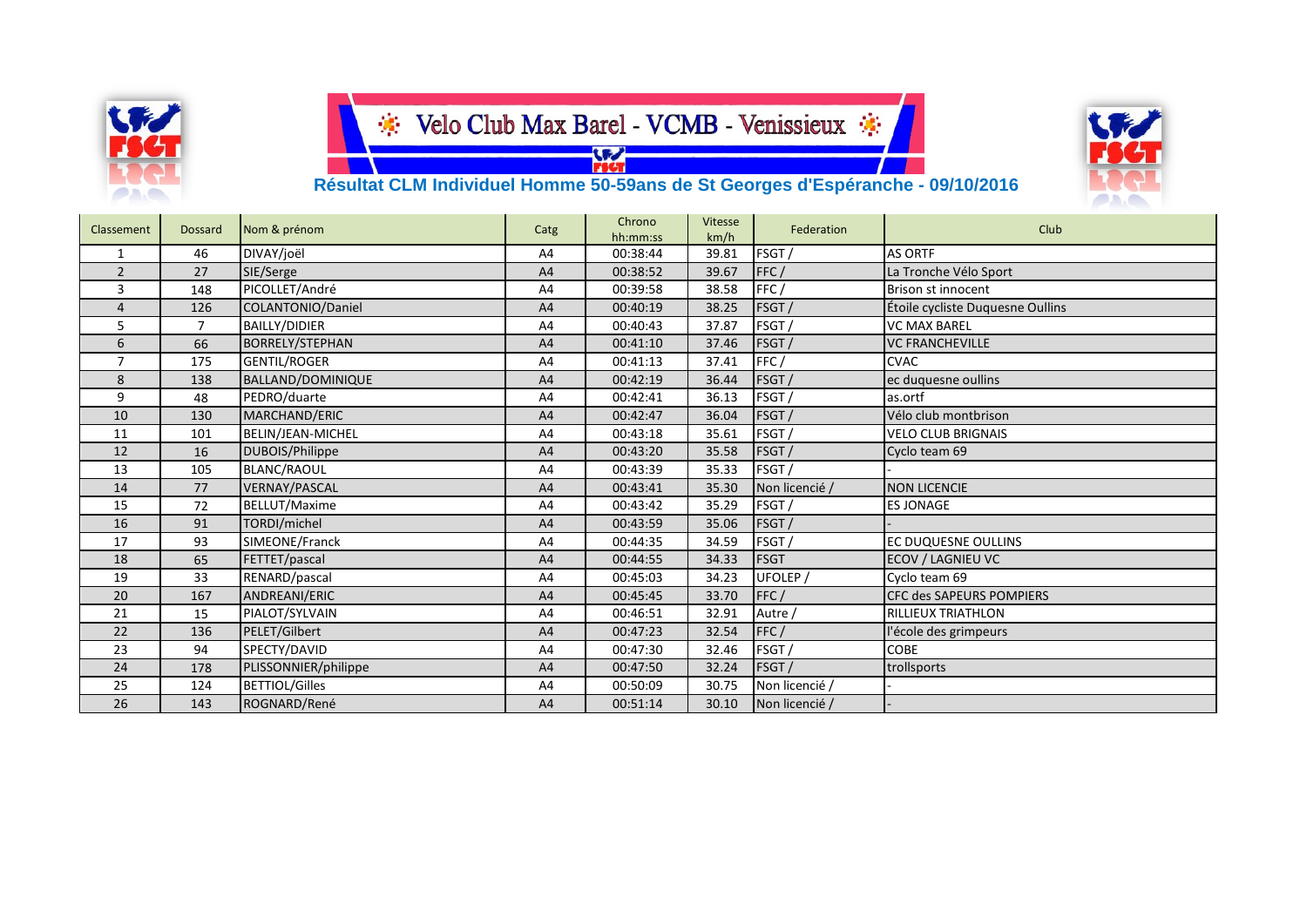# Velo Club Max Barel - VCMB - Venissieux

## Résultat CLM Individuel Homme 50-59ans de St Georges d'Espéranche - 09/10/2016

| Classement | Dossard | Nom & prénom | Catg | Chrono hh:mm:ss | Vitesse km/h | Federation | Club |
|---|---|---|---|---|---|---|---|
| 1 | 46 | DIVAY/joël | A4 | 00:38:44 | 39.81 | FSGT / | AS ORTF |
| 2 | 27 | SIE/Serge | A4 | 00:38:52 | 39.67 | FFC / | La Tronche Vélo Sport |
| 3 | 148 | PICOLLET/André | A4 | 00:39:58 | 38.58 | FFC / | Brison st innocent |
| 4 | 126 | COLANTONIO/Daniel | A4 | 00:40:19 | 38.25 | FSGT / | Étoile cycliste Duquesne Oullins |
| 5 | 7 | BAILLY/DIDIER | A4 | 00:40:43 | 37.87 | FSGT / | VC MAX BAREL |
| 6 | 66 | BORRELY/STEPHAN | A4 | 00:41:10 | 37.46 | FSGT / | VC FRANCHEVILLE |
| 7 | 175 | GENTIL/ROGER | A4 | 00:41:13 | 37.41 | FFC / | CVAC |
| 8 | 138 | BALLAND/DOMINIQUE | A4 | 00:42:19 | 36.44 | FSGT / | ec duquesne oullins |
| 9 | 48 | PEDRO/duarte | A4 | 00:42:41 | 36.13 | FSGT / | as.ortf |
| 10 | 130 | MARCHAND/ERIC | A4 | 00:42:47 | 36.04 | FSGT / | Vélo club montbrison |
| 11 | 101 | BELIN/JEAN-MICHEL | A4 | 00:43:18 | 35.61 | FSGT / | VELO CLUB BRIGNAIS |
| 12 | 16 | DUBOIS/Philippe | A4 | 00:43:20 | 35.58 | FSGT / | Cyclo team 69 |
| 13 | 105 | BLANC/RAOUL | A4 | 00:43:39 | 35.33 | FSGT / | - |
| 14 | 77 | VERNAY/PASCAL | A4 | 00:43:41 | 35.30 | Non licencié / | NON LICENCIE |
| 15 | 72 | BELLUT/Maxime | A4 | 00:43:42 | 35.29 | FSGT / | ES JONAGE |
| 16 | 91 | TORDI/michel | A4 | 00:43:59 | 35.06 | FSGT / | - |
| 17 | 93 | SIMEONE/Franck | A4 | 00:44:35 | 34.59 | FSGT / | EC DUQUESNE OULLINS |
| 18 | 65 | FETTET/pascal | A4 | 00:44:55 | 34.33 | FSGT | ECOV / LAGNIEU VC |
| 19 | 33 | RENARD/pascal | A4 | 00:45:03 | 34.23 | UFOLEP / | Cyclo team 69 |
| 20 | 167 | ANDREANI/ERIC | A4 | 00:45:45 | 33.70 | FFC / | CFC des SAPEURS POMPIERS |
| 21 | 15 | PIALOT/SYLVAIN | A4 | 00:46:51 | 32.91 | Autre / | RILLIEUX TRIATHLON |
| 22 | 136 | PELET/Gilbert | A4 | 00:47:23 | 32.54 | FFC / | l'école des grimpeurs |
| 23 | 94 | SPECTY/DAVID | A4 | 00:47:30 | 32.46 | FSGT / | COBE |
| 24 | 178 | PLISSONNIER/philippe | A4 | 00:47:50 | 32.24 | FSGT / | trollsports |
| 25 | 124 | BETTIOL/Gilles | A4 | 00:50:09 | 30.75 | Non licencié / | - |
| 26 | 143 | ROGNARD/René | A4 | 00:51:14 | 30.10 | Non licencié / | - |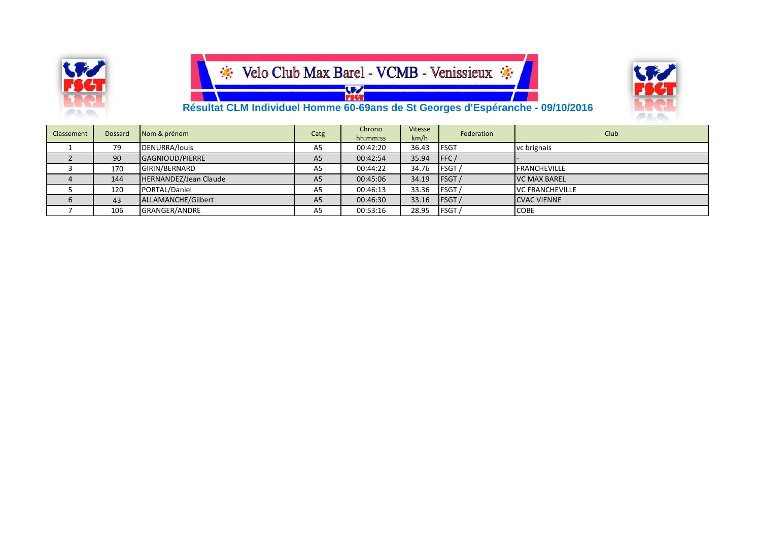Velo Club Max Barel - VCMB - Venissieux

## Résultat CLM Individuel Homme 60-69ans de St Georges d'Espéranche - 09/10/2016

| Classement | Dossard | Nom & prénom | Catg | Chrono hh:mm:ss | Vitesse km/h | Federation | Club |
|---|---|---|---|---|---|---|---|
| 1 | 79 | DENURRA/louis | A5 | 00:42:20 | 36.43 | FSGT | vc brignais |
| 2 | 90 | GAGNIOUD/PIERRE | A5 | 00:42:54 | 35.94 | FFC / | - |
| 3 | 170 | GIRIN/BERNARD | A5 | 00:44:22 | 34.76 | FSGT / | FRANCHEVILLE |
| 4 | 144 | HERNANDEZ/Jean Claude | A5 | 00:45:06 | 34.19 | FSGT / | VC MAX BAREL |
| 5 | 120 | PORTAL/Daniel | A5 | 00:46:13 | 33.36 | FSGT / | VC FRANCHEVILLE |
| 6 | 43 | ALLAMANCHE/Gilbert | A5 | 00:46:30 | 33.16 | FSGT / | CVAC VIENNE |
| 7 | 106 | GRANGER/ANDRE | A5 | 00:53:16 | 28.95 | FSGT / | COBE |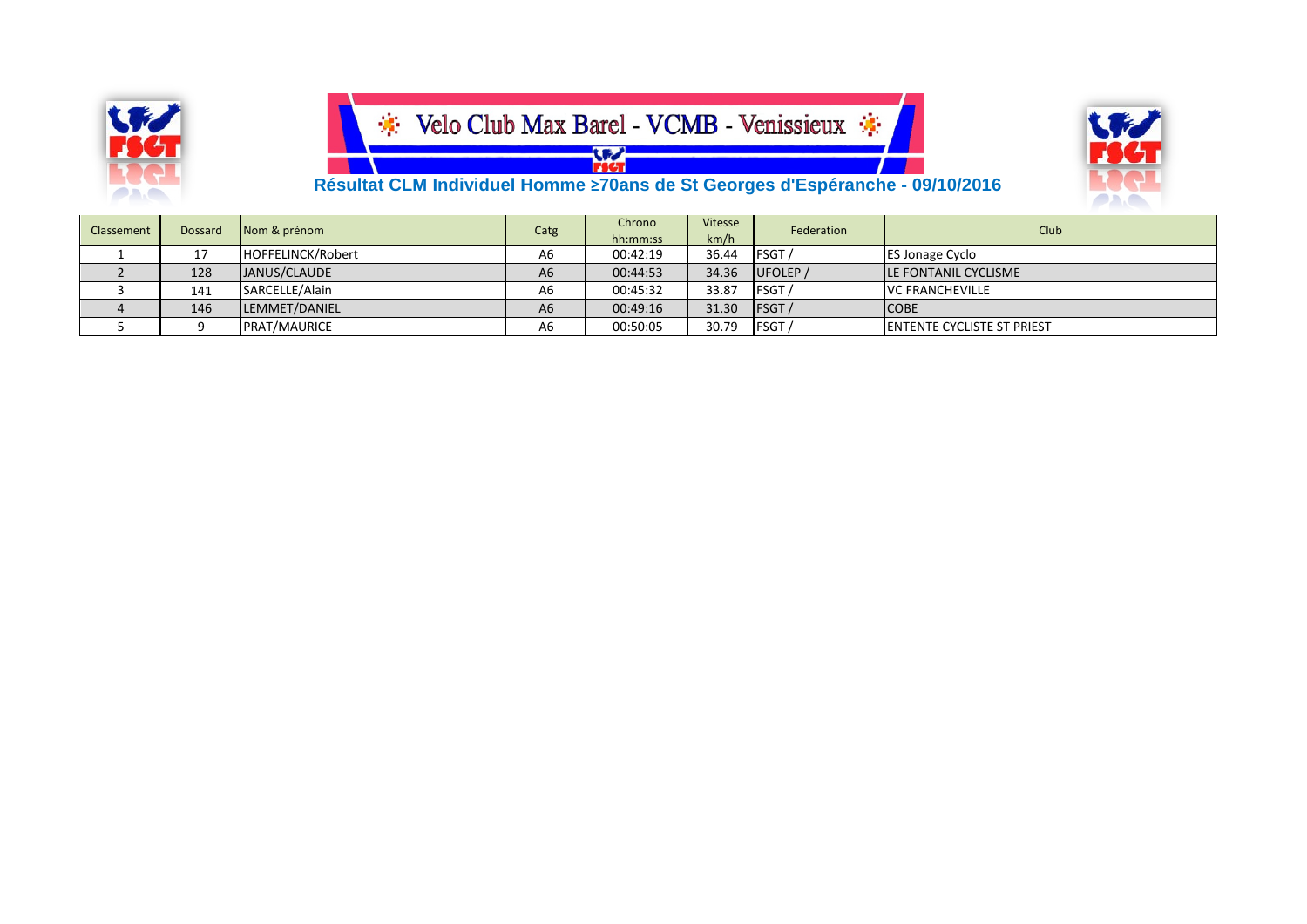Velo Club Max Barel - VCMB - Venissieux

## Résultat CLM Individuel Homme ≥70ans de St Georges d'Espéranche - 09/10/2016

| Classement | Dossard | Nom & prénom | Catg | Chrono hh:mm:ss | Vitesse km/h | Federation | Club |
|---|---|---|---|---|---|---|---|
| 1 | 17 | HOFFELINCK/Robert | A6 | 00:42:19 | 36.44 | FSGT / | ES Jonage Cyclo |
| 2 | 128 | JANUS/CLAUDE | A6 | 00:44:53 | 34.36 | UFOLEP / | LE FONTANIL CYCLISME |
| 3 | 141 | SARCELLE/Alain | A6 | 00:45:32 | 33.87 | FSGT / | VC FRANCHEVILLE |
| 4 | 146 | LEMMET/DANIEL | A6 | 00:49:16 | 31.30 | FSGT / | COBE |
| 5 | 9 | PRAT/MAURICE | A6 | 00:50:05 | 30.79 | FSGT / | ENTENTE CYCLISTE ST PRIEST |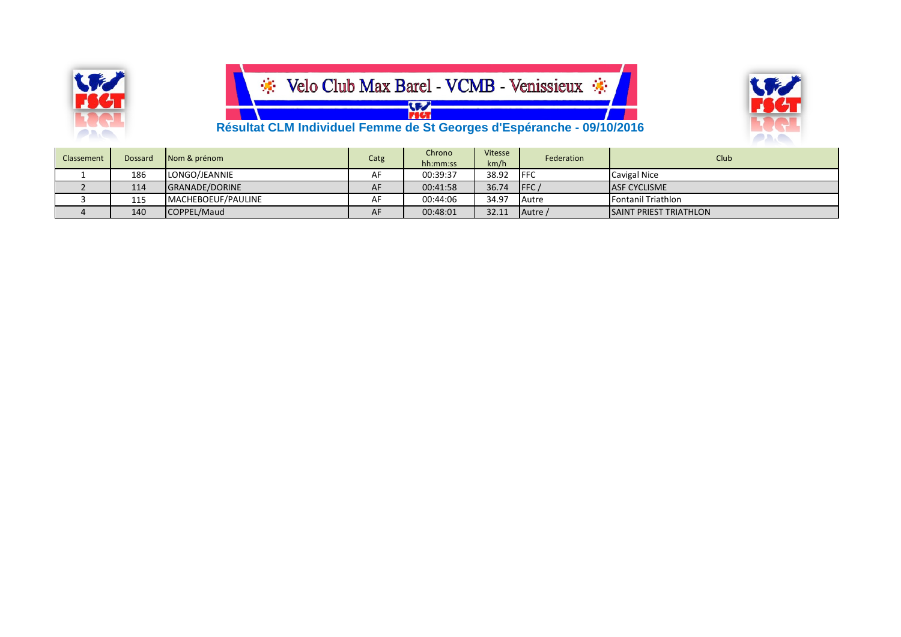Velo Club Max Barel - VCMB - Venissieux

## Résultat CLM Individuel Femme de St Georges d'Espéranche - 09/10/2016

| Classement | Dossard | Nom & prénom | Catg | Chrono hh:mm:ss | Vitesse km/h | Federation | Club |
|---|---|---|---|---|---|---|---|
| 1 | 186 | LONGO/JEANNIE | AF | 00:39:37 | 38.92 | FFC | Cavigal Nice |
| 2 | 114 | GRANADE/DORINE | AF | 00:41:58 | 36.74 | FFC / | ASF CYCLISME |
| 3 | 115 | MACHEBOEUF/PAULINE | AF | 00:44:06 | 34.97 | Autre | Fontanil Triathlon |
| 4 | 140 | COPPEL/Maud | AF | 00:48:01 | 32.11 | Autre / | SAINT PRIEST TRIATHLON |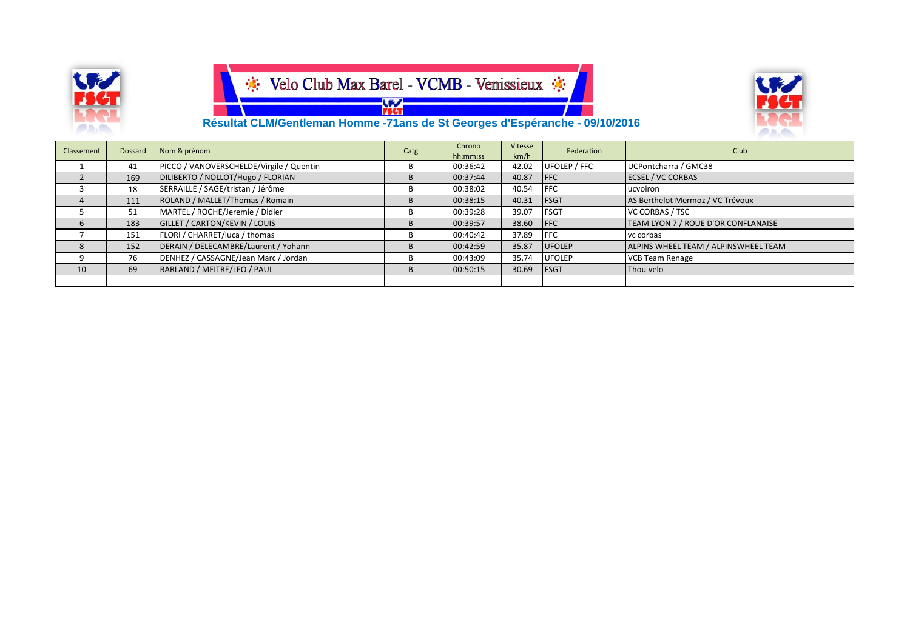Velo Club Max Barel - VCMB - Venissieux

## Résultat CLM/Gentleman Homme -71ans de St Georges d'Espéranche - 09/10/2016

| Classement | Dossard | Nom & prénom | Catg | Chrono hh:mm:ss | Vitesse km/h | Federation | Club |
|---|---|---|---|---|---|---|---|
| 1 | 41 | PICCO / VANOVERSCHELDE/Virgile / Quentin | B | 00:36:42 | 42.02 | UFOLEP / FFC | UCPontcharra / GMC38 |
| 2 | 169 | DILIBERTO / NOLLOT/Hugo / FLORIAN | B | 00:37:44 | 40.87 | FFC | ECSEL / VC CORBAS |
| 3 | 18 | SERRAILLE / SAGE/tristan / Jérôme | B | 00:38:02 | 40.54 | FFC | ucvoiron |
| 4 | 111 | ROLAND / MALLET/Thomas / Romain | B | 00:38:15 | 40.31 | FSGT | AS Berthelot Mermoz / VC Trévoux |
| 5 | 51 | MARTEL / ROCHE/Jeremie / Didier | B | 00:39:28 | 39.07 | FSGT | VC CORBAS / TSC |
| 6 | 183 | GILLET / CARTON/KEVIN / LOUIS | B | 00:39:57 | 38.60 | FFC | TEAM LYON 7 / ROUE D'OR CONFLANAISE |
| 7 | 151 | FLORI / CHARRET/luca / thomas | B | 00:40:42 | 37.89 | FFC | vc corbas |
| 8 | 152 | DERAIN / DELECAMBRE/Laurent / Yohann | B | 00:42:59 | 35.87 | UFOLEP | ALPINS WHEEL TEAM / ALPINSWHEEL TEAM |
| 9 | 76 | DENHEZ / CASSAGNE/Jean Marc / Jordan | B | 00:43:09 | 35.74 | UFOLEP | VCB Team Renage |
| 10 | 69 | BARLAND / MEITRE/LEO / PAUL | B | 00:50:15 | 30.69 | FSGT | Thou velo |
| | | | | | | | |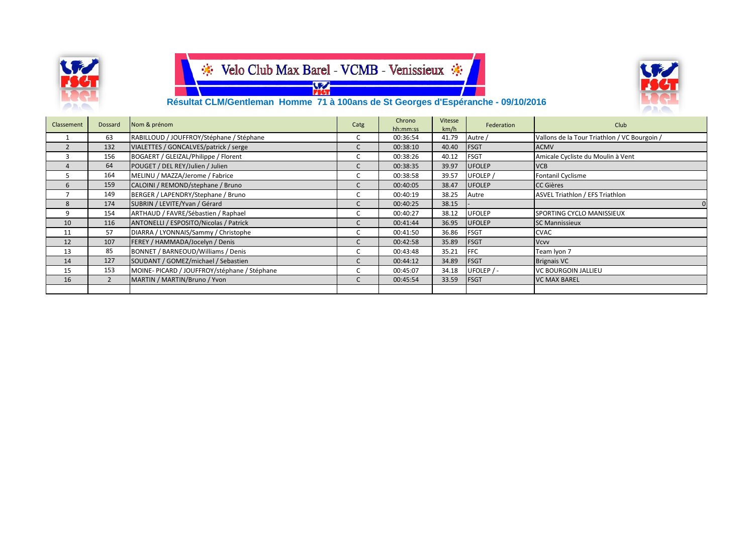# Velo Club Max Barel - VCMB - Venissieux

## Résultat CLM/Gentleman Homme 71 à 100ans de St Georges d'Espérance - 09/10/2016

| Classement | Dossard | Nom & prénom | Catg | Chrono hh:mm:ss | Vitesse km/h | Federation | Club |
|---|---|---|---|---|---|---|---|
| 1 | 63 | RABILLOUD / JOUFFROY/Stéphane / Stéphane | C | 00:36:54 | 41.79 | Autre / | Vallons de la Tour Triathlon / VC Bourgoin / |
| 2 | 132 | VIALETTES / GONCALVES/patrick / serge | C | 00:38:10 | 40.40 | FSGT | ACMV |
| 3 | 156 | BOGAERT / GLEIZAL/Philippe / Florent | C | 00:38:26 | 40.12 | FSGT | Amicale Cycliste du Moulin à Vent |
| 4 | 64 | POUGET / DEL REY/Julien / Julien | C | 00:38:35 | 39.97 | UFOLEP | VCB |
| 5 | 164 | MELINU / MAZZA/Jerome / Fabrice | C | 00:38:58 | 39.57 | UFOLEP / | Fontanil Cyclisme |
| 6 | 159 | CALOINI / REMOND/stephane / Bruno | C | 00:40:05 | 38.47 | UFOLEP | CC Gières |
| 7 | 149 | BERGER / LAPENDRY/Stephane / Bruno | C | 00:40:19 | 38.25 | Autre | ASVEL Triathlon / EFS Triathlon |
| 8 | 174 | SUBRIN / LEVITE/Yvan / Gérard | C | 00:40:25 | 38.15 | - | 0 |
| 9 | 154 | ARTHAUD / FAVRE/Sébastien / Raphael | C | 00:40:27 | 38.12 | UFOLEP | SPORTING CYCLO MANISSIEUX |
| 10 | 116 | ANTONELLI / ESPOSITO/Nicolas / Patrick | C | 00:41:44 | 36.95 | UFOLEP | SC Mannissieux |
| 11 | 57 | DIARRA / LYONNAIS/Sammy / Christophe | C | 00:41:50 | 36.86 | FSGT | CVAC |
| 12 | 107 | FEREY / HAMMADA/Jocelyn / Denis | C | 00:42:58 | 35.89 | FSGT | Vcvv |
| 13 | 85 | BONNET / BARNEOUD/Williams / Denis | C | 00:43:48 | 35.21 | FFC | Team lyon 7 |
| 14 | 127 | SOUDANT / GOMEZ/michael / Sebastien | C | 00:44:12 | 34.89 | FSGT | Brignais VC |
| 15 | 153 | MOINE- PICARD / JOUFFROY/stéphane / Stéphane | C | 00:45:07 | 34.18 | UFOLEP / - | VC BOURGOIN JALLIEU |
| 16 | 2 | MARTIN / MARTIN/Bruno / Yvon | C | 00:45:54 | 33.59 | FSGT | VC MAX BAREL |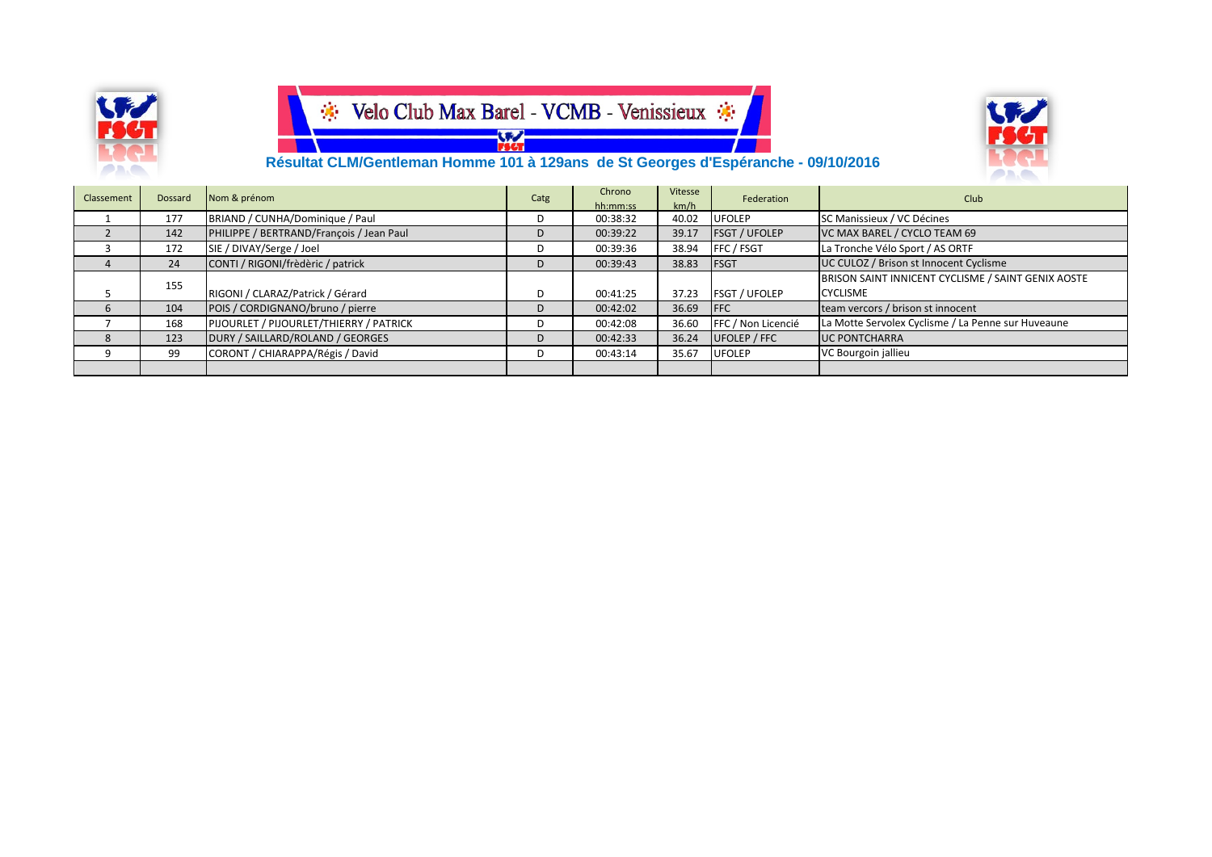Velo Club Max Barel - VCMB - Venissieux

## Résultat CLM/Gentleman Homme 101 à 129ans de St Georges d'Espéranche - 09/10/2016

| Classement | Dossard | Nom & prénom | Catg | Chrono hh:mm:ss | Vitesse km/h | Federation | Club |
|---|---|---|---|---|---|---|---|
| 1 | 177 | BRIAND / CUNHA/Dominique / Paul | D | 00:38:32 | 40.02 | UFOLEP | SC Manissieux / VC Décines |
| 2 | 142 | PHILIPPE / BERTRAND/François / Jean Paul | D | 00:39:22 | 39.17 | FSGT / UFOLEP | VC MAX BAREL / CYCLO TEAM 69 |
| 3 | 172 | SIE / DIVAY/Serge / Joel | D | 00:39:36 | 38.94 | FFC / FSGT | La Tronche Vélo Sport / AS ORTF |
| 4 | 24 | CONTI / RIGONI/frèdèric / patrick | D | 00:39:43 | 38.83 | FSGT | UC CULOZ / Brison st Innocent Cyclisme |
| 5 | 155 | RIGONI / CLARAZ/Patrick / Gérard | D | 00:41:25 | 37.23 | FSGT / UFOLEP | BRISON SAINT INNICENT CYCLISME / SAINT GENIX AOSTE CYCLISME |
| 6 | 104 | POIS / CORDIGNANO/bruno / pierre | D | 00:42:02 | 36.69 | FFC | team vercors / brison st innocent |
| 7 | 168 | PIJOURLET / PIJOURLET/THIERRY / PATRICK | D | 00:42:08 | 36.60 | FFC / Non Licencié | La Motte Servolex Cyclisme / La Penne sur Huveaune |
| 8 | 123 | DURY / SAILLARD/ROLAND / GEORGES | D | 00:42:33 | 36.24 | UFOLEP / FFC | UC PONTCHARRA |
| 9 | 99 | CORONT / CHIARAPPA/Régis / David | D | 00:43:14 | 35.67 | UFOLEP | VC Bourgoin jallieu |
| | | | | | | | |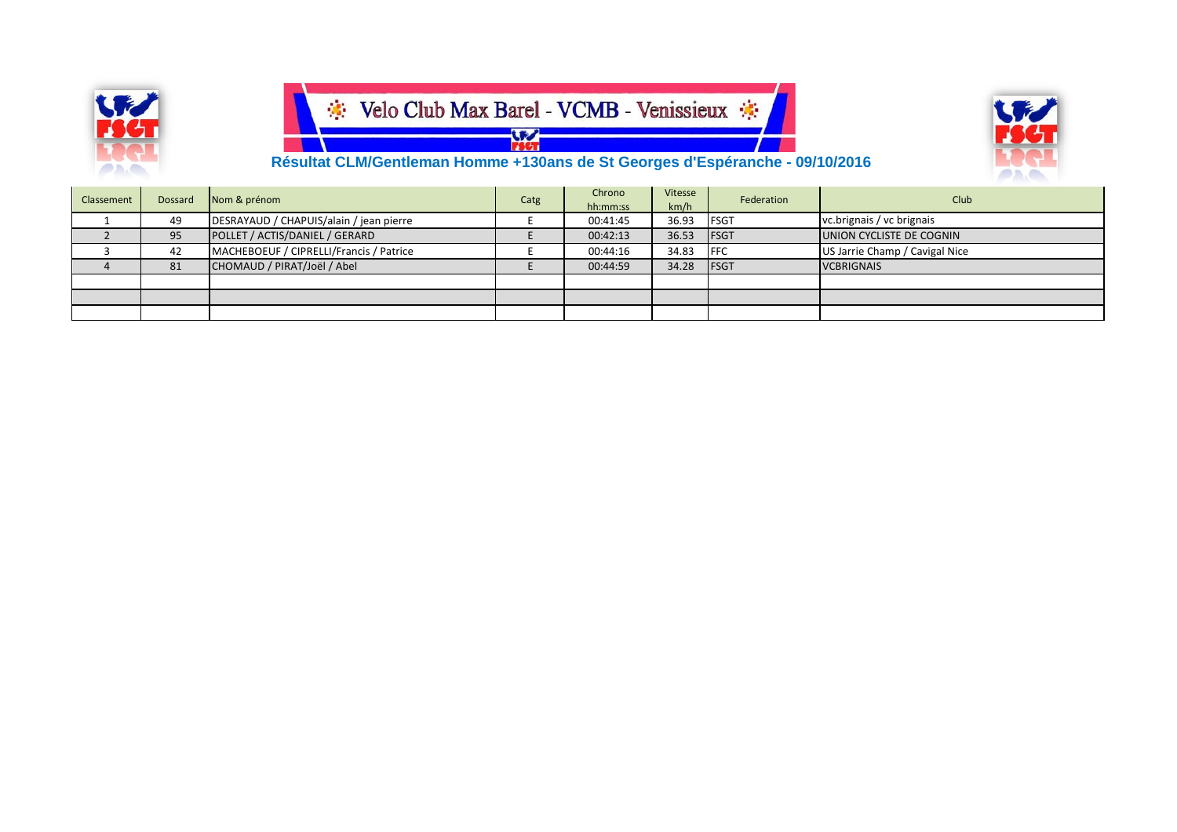# Velo Club Max Barel - VCMB - Venissieux

## Résultat CLM/Gentleman Homme +130ans de St Georges d'Espéranche - 09/10/2016

| Classement | Dossard | Nom & prénom | Catg | Chrono hh:mm:ss | Vitesse km/h | Federation | Club |
|---|---|---|---|---|---|---|---|
| 1 | 49 | DESRAYAUD / CHAPUIS/alain / jean pierre | E | 00:41:45 | 36.93 | FSGT | vc.brignais / vc brignais |
| 2 | 95 | POLLET / ACTIS/DANIEL / GERARD | E | 00:42:13 | 36.53 | FSGT | UNION CYCLISTE DE COGNIN |
| 3 | 42 | MACHEBOEUF / CIPRELLI/Francis / Patrice | E | 00:44:16 | 34.83 | FFC | US Jarrie Champ / Cavigal Nice |
| 4 | 81 | CHOMAUD / PIRAT/Joël / Abel | E | 00:44:59 | 34.28 | FSGT | VCBRIGNAIS |
| | | | | | | | |
| | | | | | | | |
| | | | | | | | |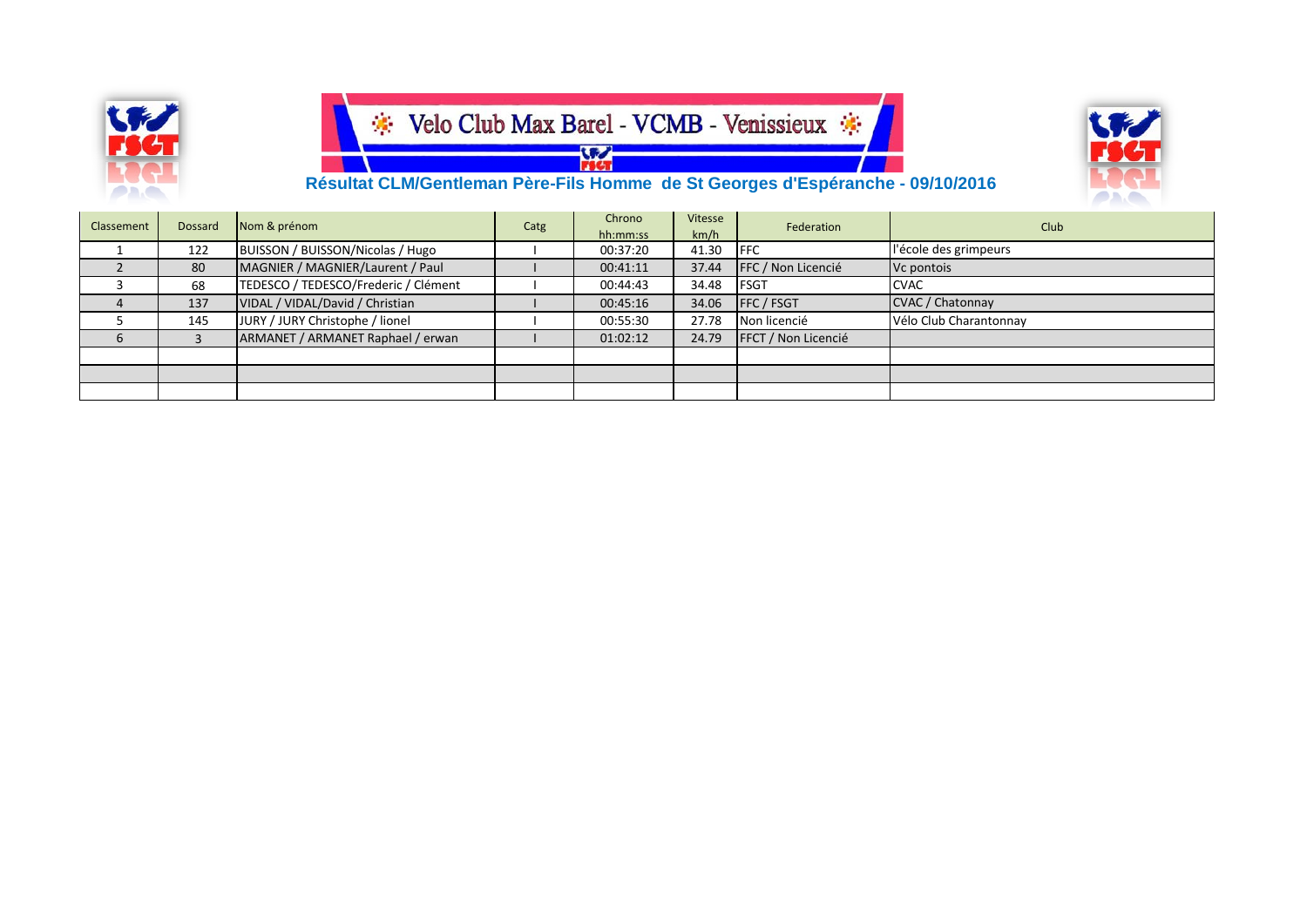# Velo Club Max Barel - VCMB - Venissieux

## Résultat CLM/Gentleman Père-Fils Homme de St Georges d'Espérance - 09/10/2016

| Classement | Dossard | Nom & prénom | Catg | Chrono hh:mm:ss | Vitesse km/h | Federation | Club |
|---|---|---|---|---|---|---|---|
| 1 | 122 | BUISSON / BUISSON/Nicolas / Hugo | I | 00:37:20 | 41.30 | FFC | l'école des grimpeurs |
| 2 | 80 | MAGNIER / MAGNIER/Laurent / Paul | I | 00:41:11 | 37.44 | FFC / Non Licencié | Vc pontois |
| 3 | 68 | TEDESCO / TEDESCO/Frederic / Clément | I | 00:44:43 | 34.48 | FSGT | CVAC |
| 4 | 137 | VIDAL / VIDAL/David / Christian | I | 00:45:16 | 34.06 | FFC / FSGT | CVAC / Chatonnay |
| 5 | 145 | JURY / JURY Christophe / lionel | I | 00:55:30 | 27.78 | Non licencié | Vélo Club Charantonnay |
| 6 | 3 | ARMANET / ARMANET Raphael / erwan | I | 01:02:12 | 24.79 | FFCT / Non Licencié | |
| | | | | | | | |
| | | | | | | | |
| | | | | | | | |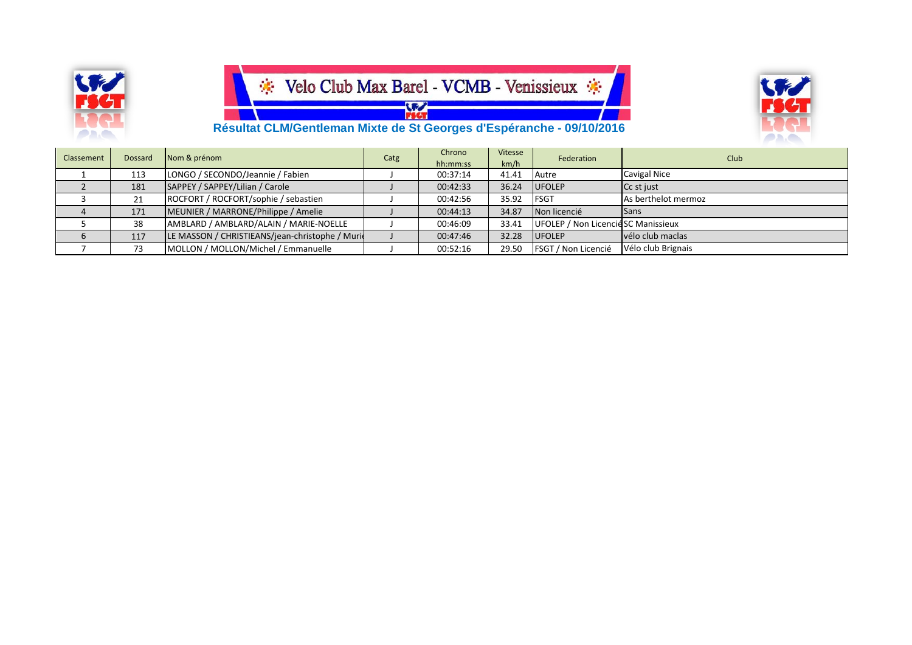# Velo Club Max Barel - VCMB - Venissieux

## Résultat CLM/Gentleman Mixte de St Georges d'Espéranche - 09/10/2016

| Classement | Dossard | Nom & prénom | Catg | Chrono hh:mm:ss | Vitesse km/h | Federation | Club |
|---|---|---|---|---|---|---|---|
| 1 | 113 | LONGO / SECONDO/Jeannie / Fabien | J | 00:37:14 | 41.41 | Autre | Cavigal Nice |
| 2 | 181 | SAPPEY / SAPPEY/Lilian / Carole | J | 00:42:33 | 36.24 | UFOLEP | Cc st just |
| 3 | 21 | ROCFORT / ROCFORT/sophie / sebastien | J | 00:42:56 | 35.92 | FSGT | As berthelot mermoz |
| 4 | 171 | MEUNIER / MARRONE/Philippe / Amelie | J | 00:44:13 | 34.87 | Non licencié | Sans |
| 5 | 38 | AMBLARD / AMBLARD/ALAIN / MARIE-NOELLE | J | 00:46:09 | 33.41 | UFOLEP / Non Licencié | SC Manissieux |
| 6 | 117 | LE MASSON / CHRISTIEANS/jean-christophe / Muri | J | 00:47:46 | 32.28 | UFOLEP | vélo club maclas |
| 7 | 73 | MOLLON / MOLLON/Michel / Emmanuelle | J | 00:52:16 | 29.50 | FSGT / Non Licencié | Vélo club Brignais |